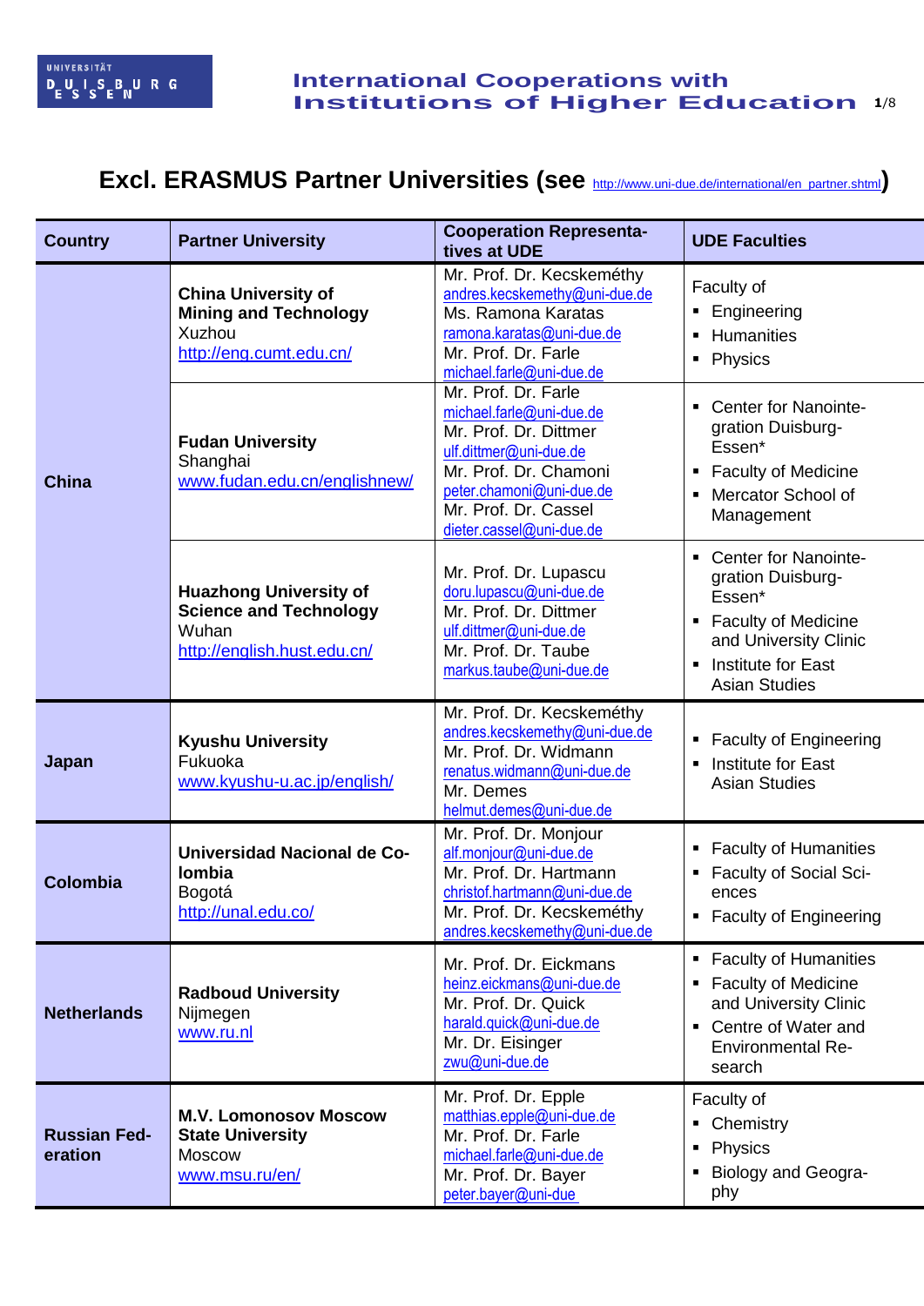# International Cooperations with Institutions of Higher Education

## Excl. ERASMUS Partner Universities (see http://www.uni-due.de/international/en_partner.shtml)

| Country | Partner University | Cooperation Representatives at UDE | UDE Faculties |
|---|---|---|---|
| China | **China University of Mining and Technology** Xuzhou http://eng.cumt.edu.cn/ | Mr. Prof. Dr. Kecskeméthy andres.kecskemethy@uni-due.de Ms. Ramona Karatas ramona.karatas@uni-due.de Mr. Prof. Dr. Farle michael.farle@uni-due.de | Faculty of ▪ Engineering ▪ Humanities ▪ Physics |
| | **Fudan University** Shanghai www.fudan.edu.cn/englishnew/ | Mr. Prof. Dr. Farle michael.farle@uni-due.de Mr. Prof. Dr. Dittmer ulf.dittmer@uni-due.de Mr. Prof. Dr. Chamoni peter.chamoni@uni-due.de Mr. Prof. Dr. Cassel dieter.cassel@uni-due.de | ▪ Center for Nanointegration Duisburg-Essen* ▪ Faculty of Medicine ▪ Mercator School of Management |
| | **Huazhong University of Science and Technology** Wuhan http://english.hust.edu.cn/ | Mr. Prof. Dr. Lupascu doru.lupascu@uni-due.de Mr. Prof. Dr. Dittmer ulf.dittmer@uni-due.de Mr. Prof. Dr. Taube markus.taube@uni-due.de | ▪ Center for Nanointegration Duisburg-Essen* ▪ Faculty of Medicine and University Clinic ▪ Institute for East Asian Studies |
| Japan | **Kyushu University** Fukuoka www.kyushu-u.ac.jp/english/ | Mr. Prof. Dr. Kecskeméthy andres.kecskemethy@uni-due.de Mr. Prof. Dr. Widmann renatus.widmann@uni-due.de Mr. Demes helmut.demes@uni-due.de | ▪ Faculty of Engineering ▪ Institute for East Asian Studies |
| Colombia | **Universidad Nacional de Colombia** Bogotá http://unal.edu.co/ | Mr. Prof. Dr. Monjour alf.monjour@uni-due.de Mr. Prof. Dr. Hartmann christof.hartmann@uni-due.de Mr. Prof. Dr. Kecskeméthy andres.kecskemethy@uni-due.de | ▪ Faculty of Humanities ▪ Faculty of Social Sciences ▪ Faculty of Engineering |
| Netherlands | **Radboud University** Nijmegen www.ru.nl | Mr. Prof. Dr. Eickmans heinz.eickmans@uni-due.de Mr. Prof. Dr. Quick harald.quick@uni-due.de Mr. Dr. Eisinger zwu@uni-due.de | ▪ Faculty of Humanities ▪ Faculty of Medicine and University Clinic ▪ Centre of Water and Environmental Research |
| Russian Federation | **M.V. Lomonosov Moscow State University** Moscow www.msu.ru/en/ | Mr. Prof. Dr. Epple matthias.epple@uni-due.de Mr. Prof. Dr. Farle michael.farle@uni-due.de Mr. Prof. Dr. Bayer peter.bayer@uni-due | Faculty of ▪ Chemistry ▪ Physics ▪ Biology and Geography |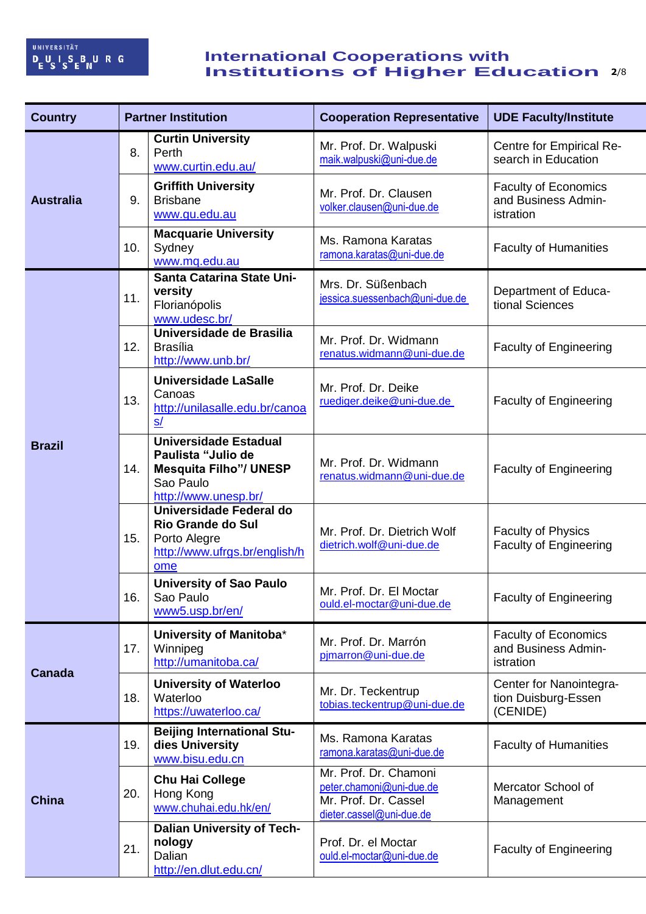| Country | | Partner Institution | Cooperation Representative | UDE Faculty/Institute |
|---|---|---|---|---|
| **Australia** | 8. | **Curtin University** Perth www.curtin.edu.au/ | Mr. Prof. Dr. Walpuski maik.walpuski@uni-due.de | Centre for Empirical Re-search in Education |
| | 9. | **Griffith University** Brisbane www.gu.edu.au | Mr. Prof. Dr. Clausen volker.clausen@uni-due.de | Faculty of Economics and Business Admin-istration |
| | 10. | **Macquarie University** Sydney www.mq.edu.au | Ms. Ramona Karatas ramona.karatas@uni-due.de | Faculty of Humanities |
| **Brazil** | 11. | **Santa Catarina State Uni-versity** Florianópolis www.udesc.br/ | Mrs. Dr. Süßenbach jessica.suessenbach@uni-due.de | Department of Educa-tional Sciences |
| | 12. | **Universidade de Brasilia** Brasília http://www.unb.br/ | Mr. Prof. Dr. Widmann renatus.widmann@uni-due.de | Faculty of Engineering |
| | 13. | **Universidade LaSalle** Canoas http://unilasalle.edu.br/canoas/ | Mr. Prof. Dr. Deike ruediger.deike@uni-due.de | Faculty of Engineering |
| | 14. | **Universidade Estadual Paulista "Julio de Mesquita Filho"/ UNESP** Sao Paulo http://www.unesp.br/ | Mr. Prof. Dr. Widmann renatus.widmann@uni-due.de | Faculty of Engineering |
| | 15. | **Universidade Federal do Rio Grande do Sul** Porto Alegre http://www.ufrgs.br/english/home | Mr. Prof. Dr. Dietrich Wolf dietrich.wolf@uni-due.de | Faculty of Physics Faculty of Engineering |
| | 16. | **University of Sao Paulo** Sao Paulo www5.usp.br/en/ | Mr. Prof. Dr. El Moctar ould.el-moctar@uni-due.de | Faculty of Engineering |
| **Canada** | 17. | **University of Manitoba*** Winnipeg http://umanitoba.ca/ | Mr. Prof. Dr. Marrón pjmarron@uni-due.de | Faculty of Economics and Business Admin-istration |
| | 18. | **University of Waterloo** Waterloo https://uwaterloo.ca/ | Mr. Dr. Teckentrup tobias.teckentrup@uni-due.de | Center for Nanointegra-tion Duisburg-Essen (CENIDE) |
| **China** | 19. | **Beijing International Stu-dies University** www.bisu.edu.cn | Ms. Ramona Karatas ramona.karatas@uni-due.de | Faculty of Humanities |
| | 20. | **Chu Hai College** Hong Kong www.chuhai.edu.hk/en/ | Mr. Prof. Dr. Chamoni peter.chamoni@uni-due.de Mr. Prof. Dr. Cassel dieter.cassel@uni-due.de | Mercator School of Management |
| | 21. | **Dalian University of Tech-nology** Dalian http://en.dlut.edu.cn/ | Prof. Dr. el Moctar ould.el-moctar@uni-due.de | Faculty of Engineering |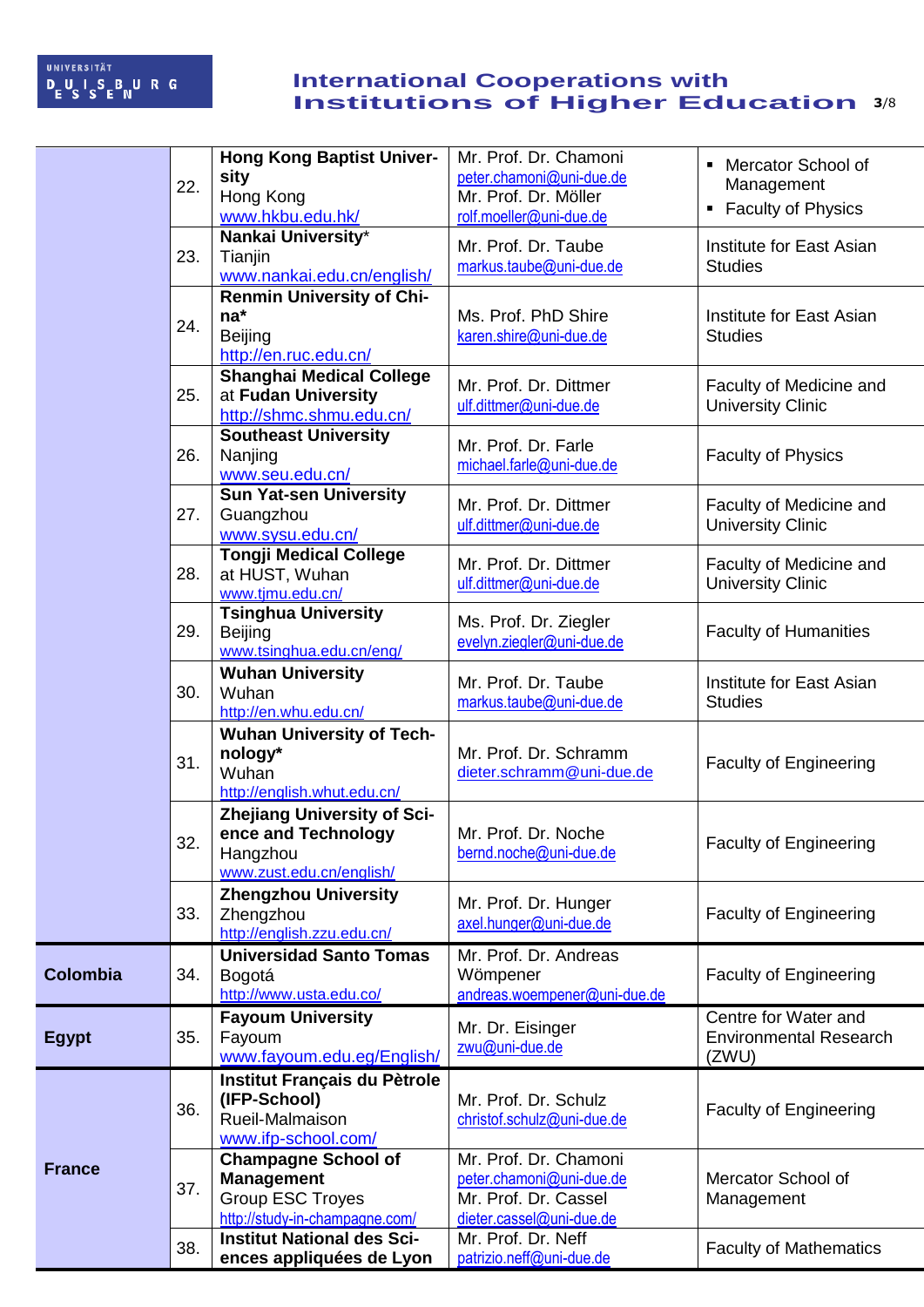| Country | No. | Institution | Contact | Faculty |
|---|---|---|---|---|
| | 22. | **Hong Kong Baptist University**<br>Hong Kong<br>www.hkbu.edu.hk/ | Mr. Prof. Dr. Chamoni<br>peter.chamoni@uni-due.de<br>Mr. Prof. Dr. Möller<br>rolf.moeller@uni-due.de | ▪ Mercator School of Management<br>▪ Faculty of Physics |
| | 23. | **Nankai University***<br>Tianjin<br>www.nankai.edu.cn/english/ | Mr. Prof. Dr. Taube<br>markus.taube@uni-due.de | Institute for East Asian Studies |
| | 24. | **Renmin University of China***<br>Beijing<br>http://en.ruc.edu.cn/ | Ms. Prof. PhD Shire<br>karen.shire@uni-due.de | Institute for East Asian Studies |
| | 25. | **Shanghai Medical College** at **Fudan University**<br>http://shmc.shmu.edu.cn/ | Mr. Prof. Dr. Dittmer<br>ulf.dittmer@uni-due.de | Faculty of Medicine and University Clinic |
| | 26. | **Southeast University**<br>Nanjing<br>www.seu.edu.cn/ | Mr. Prof. Dr. Farle<br>michael.farle@uni-due.de | Faculty of Physics |
| | 27. | **Sun Yat-sen University**<br>Guangzhou<br>www.sysu.edu.cn/ | Mr. Prof. Dr. Dittmer<br>ulf.dittmer@uni-due.de | Faculty of Medicine and University Clinic |
| | 28. | **Tongji Medical College**<br>at HUST, Wuhan<br>www.tjmu.edu.cn/ | Mr. Prof. Dr. Dittmer<br>ulf.dittmer@uni-due.de | Faculty of Medicine and University Clinic |
| | 29. | **Tsinghua University**<br>Beijing<br>www.tsinghua.edu.cn/eng/ | Ms. Prof. Dr. Ziegler<br>evelyn.ziegler@uni-due.de | Faculty of Humanities |
| | 30. | **Wuhan University**<br>Wuhan<br>http://en.whu.edu.cn/ | Mr. Prof. Dr. Taube<br>markus.taube@uni-due.de | Institute for East Asian Studies |
| | 31. | **Wuhan University of Technology***<br>Wuhan<br>http://english.whut.edu.cn/ | Mr. Prof. Dr. Schramm<br>dieter.schramm@uni-due.de | Faculty of Engineering |
| | 32. | **Zhejiang University of Science and Technology**<br>Hangzhou<br>www.zust.edu.cn/english/ | Mr. Prof. Dr. Noche<br>bernd.noche@uni-due.de | Faculty of Engineering |
| | 33. | **Zhengzhou University**<br>Zhengzhou<br>http://english.zzu.edu.cn/ | Mr. Prof. Dr. Hunger<br>axel.hunger@uni-due.de | Faculty of Engineering |
| **Colombia** | 34. | **Universidad Santo Tomas**<br>Bogotá<br>http://www.usta.edu.co/ | Mr. Prof. Dr. Andreas Wömpener<br>andreas.woempener@uni-due.de | Faculty of Engineering |
| **Egypt** | 35. | **Fayoum University**<br>Fayoum<br>www.fayoum.edu.eg/English/ | Mr. Dr. Eisinger<br>zwu@uni-due.de | Centre for Water and Environmental Research (ZWU) |
| **France** | 36. | **Institut Français du Pètrole (IFP-School)**<br>Rueil-Malmaison<br>www.ifp-school.com/ | Mr. Prof. Dr. Schulz<br>christof.schulz@uni-due.de | Faculty of Engineering |
| | 37. | **Champagne School of Management**<br>Group ESC Troyes<br>http://study-in-champagne.com/ | Mr. Prof. Dr. Chamoni<br>peter.chamoni@uni-due.de<br>Mr. Prof. Dr. Cassel<br>dieter.cassel@uni-due.de | Mercator School of Management |
| | 38. | **Institut National des Sciences appliquées de Lyon** | Mr. Prof. Dr. Neff<br>patrizio.neff@uni-due.de | Faculty of Mathematics |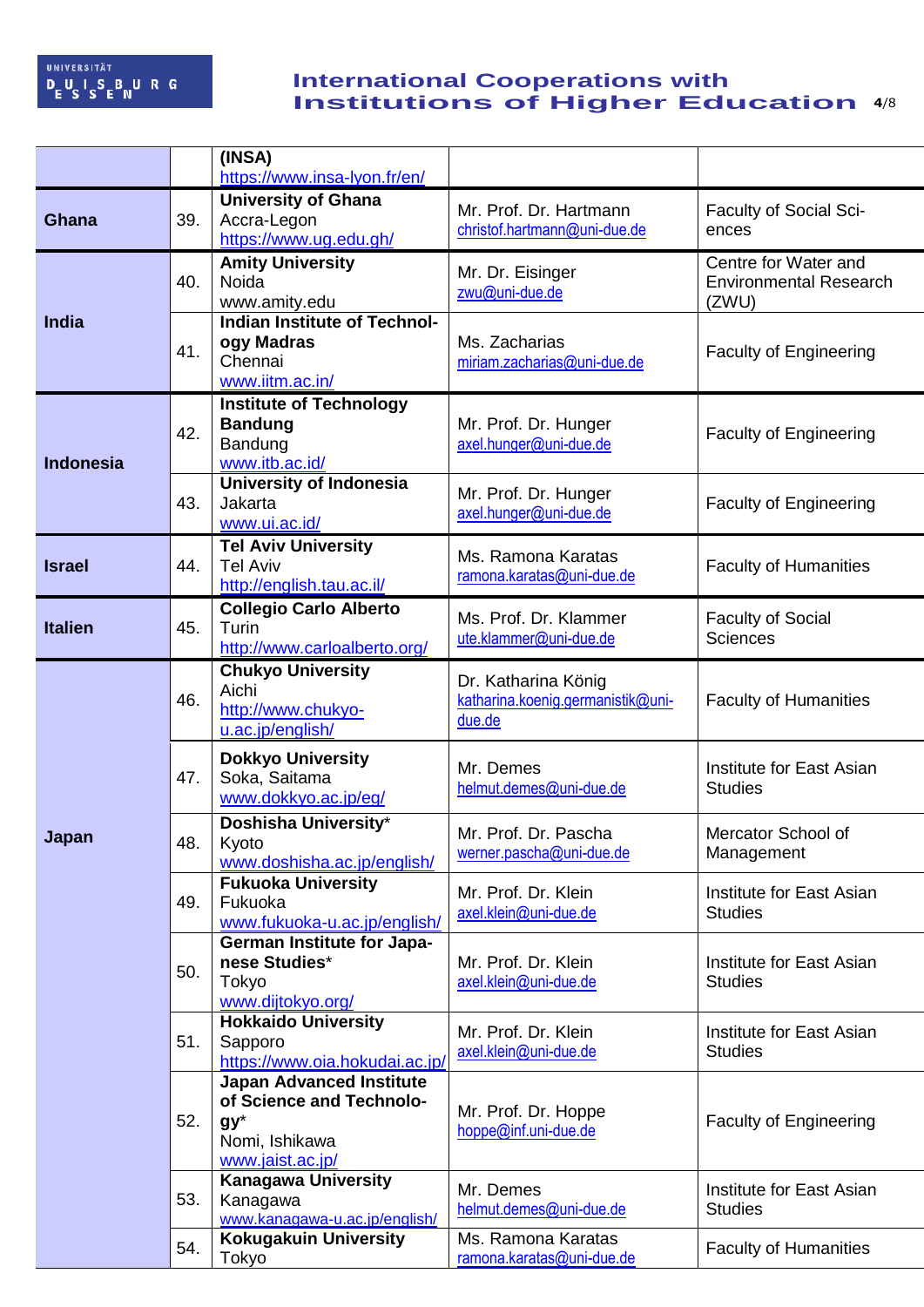| | | | | |
|---|---|---|---|---|
| | | **(INSA)**<br>https://www.insa-lyon.fr/en/ | | |
| **Ghana** | 39. | **University of Ghana**<br>Accra-Legon<br>https://www.ug.edu.gh/ | Mr. Prof. Dr. Hartmann<br>christof.hartmann@uni-due.de | Faculty of Social Sciences |
| **India** | 40. | **Amity University**<br>Noida<br>www.amity.edu | Mr. Dr. Eisinger<br>zwu@uni-due.de | Centre for Water and Environmental Research (ZWU) |
| | 41. | **Indian Institute of Technology Madras**<br>Chennai<br>www.iitm.ac.in/ | Ms. Zacharias<br>miriam.zacharias@uni-due.de | Faculty of Engineering |
| **Indonesia** | 42. | **Institute of Technology Bandung**<br>Bandung<br>www.itb.ac.id/ | Mr. Prof. Dr. Hunger<br>axel.hunger@uni-due.de | Faculty of Engineering |
| | 43. | **University of Indonesia**<br>Jakarta<br>www.ui.ac.id/ | Mr. Prof. Dr. Hunger<br>axel.hunger@uni-due.de | Faculty of Engineering |
| **Israel** | 44. | **Tel Aviv University**<br>Tel Aviv<br>http://english.tau.ac.il/ | Ms. Ramona Karatas<br>ramona.karatas@uni-due.de | Faculty of Humanities |
| **Italien** | 45. | **Collegio Carlo Alberto**<br>Turin<br>http://www.carloalberto.org/ | Ms. Prof. Dr. Klammer<br>ute.klammer@uni-due.de | Faculty of Social Sciences |
| **Japan** | 46. | **Chukyo University**<br>Aichi<br>http://www.chukyo-u.ac.jp/english/ | Dr. Katharina König<br>katharina.koenig.germanistik@uni-due.de | Faculty of Humanities |
| | 47. | **Dokkyo University**<br>Soka, Saitama<br>www.dokkyo.ac.jp/eg/ | Mr. Demes<br>helmut.demes@uni-due.de | Institute for East Asian Studies |
| | 48. | **Doshisha University***<br>Kyoto<br>www.doshisha.ac.jp/english/ | Mr. Prof. Dr. Pascha<br>werner.pascha@uni-due.de | Mercator School of Management |
| | 49. | **Fukuoka University**<br>Fukuoka<br>www.fukuoka-u.ac.jp/english/ | Mr. Prof. Dr. Klein<br>axel.klein@uni-due.de | Institute for East Asian Studies |
| | 50. | **German Institute for Japanese Studies***<br>Tokyo<br>www.dijtokyo.org/ | Mr. Prof. Dr. Klein<br>axel.klein@uni-due.de | Institute for East Asian Studies |
| | 51. | **Hokkaido University**<br>Sapporo<br>https://www.oia.hokudai.ac.jp/ | Mr. Prof. Dr. Klein<br>axel.klein@uni-due.de | Institute for East Asian Studies |
| | 52. | **Japan Advanced Institute of Science and Technology***<br>Nomi, Ishikawa<br>www.jaist.ac.jp/ | Mr. Prof. Dr. Hoppe<br>hoppe@inf.uni-due.de | Faculty of Engineering |
| | 53. | **Kanagawa University**<br>Kanagawa<br>www.kanagawa-u.ac.jp/english/ | Mr. Demes<br>helmut.demes@uni-due.de | Institute for East Asian Studies |
| | 54. | **Kokugakuin University**<br>Tokyo | Ms. Ramona Karatas<br>ramona.karatas@uni-due.de | Faculty of Humanities |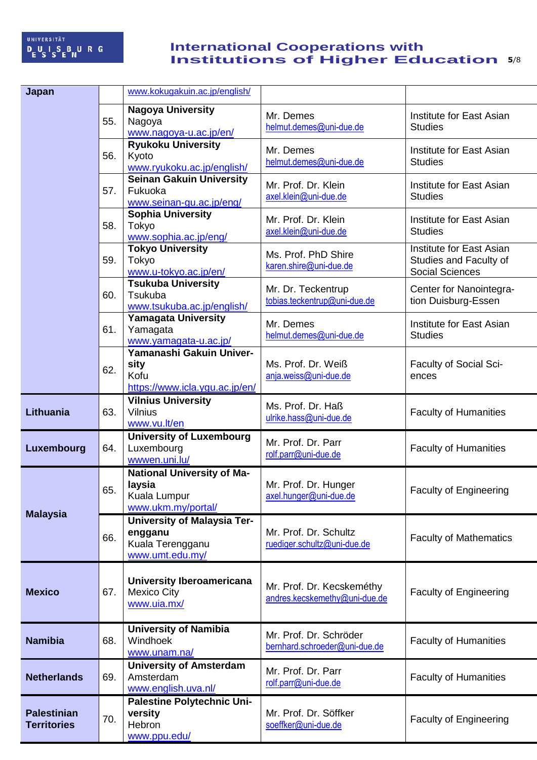| Japan | | www.kokugakuin.ac.jp/english/ | | |
|---|---|---|---|---|
| | 55. | **Nagoya University**<br>Nagoya<br>www.nagoya-u.ac.jp/en/ | Mr. Demes<br>helmut.demes@uni-due.de | Institute for East Asian Studies |
| | 56. | **Ryukoku University**<br>Kyoto<br>www.ryukoku.ac.jp/english/ | Mr. Demes<br>helmut.demes@uni-due.de | Institute for East Asian Studies |
| | 57. | **Seinan Gakuin University**<br>Fukuoka<br>www.seinan-gu.ac.jp/eng/ | Mr. Prof. Dr. Klein<br>axel.klein@uni-due.de | Institute for East Asian Studies |
| | 58. | **Sophia University**<br>Tokyo<br>www.sophia.ac.jp/eng/ | Mr. Prof. Dr. Klein<br>axel.klein@uni-due.de | Institute for East Asian Studies |
| | 59. | **Tokyo University**<br>Tokyo<br>www.u-tokyo.ac.jp/en/ | Ms. Prof. PhD Shire<br>karen.shire@uni-due.de | Institute for East Asian Studies and Faculty of Social Sciences |
| | 60. | **Tsukuba University**<br>Tsukuba<br>www.tsukuba.ac.jp/english/ | Mr. Dr. Teckentrup<br>tobias.teckentrup@uni-due.de | Center for Nanointegration Duisburg-Essen |
| | 61. | **Yamagata University**<br>Yamagata<br>www.yamagata-u.ac.jp/ | Mr. Demes<br>helmut.demes@uni-due.de | Institute for East Asian Studies |
| | 62. | **Yamanashi Gakuin University**<br>Kofu<br>https://www.icla.ygu.ac.jp/en/ | Ms. Prof. Dr. Weiß<br>anja.weiss@uni-due.de | Faculty of Social Sciences |
| **Lithuania** | 63. | **Vilnius University**<br>Vilnius<br>www.vu.lt/en | Ms. Prof. Dr. Haß<br>ulrike.hass@uni-due.de | Faculty of Humanities |
| **Luxembourg** | 64. | **University of Luxembourg**<br>Luxembourg<br>wwwen.uni.lu/ | Mr. Prof. Dr. Parr<br>rolf.parr@uni-due.de | Faculty of Humanities |
| **Malaysia** | 65. | **National University of Malaysia**<br>Kuala Lumpur<br>www.ukm.my/portal/ | Mr. Prof. Dr. Hunger<br>axel.hunger@uni-due.de | Faculty of Engineering |
| | 66. | **University of Malaysia Terengganu**<br>Kuala Terengganu<br>www.umt.edu.my/ | Mr. Prof. Dr. Schultz<br>ruediger.schultz@uni-due.de | Faculty of Mathematics |
| **Mexico** | 67. | **University Iberoamericana**<br>Mexico City<br>www.uia.mx/ | Mr. Prof. Dr. Kecskeméthy<br>andres.kecskemethy@uni-due.de | Faculty of Engineering |
| **Namibia** | 68. | **University of Namibia**<br>Windhoek<br>www.unam.na/ | Mr. Prof. Dr. Schröder<br>bernhard.schroeder@uni-due.de | Faculty of Humanities |
| **Netherlands** | 69. | **University of Amsterdam**<br>Amsterdam<br>www.english.uva.nl/ | Mr. Prof. Dr. Parr<br>rolf.parr@uni-due.de | Faculty of Humanities |
| **Palestinian Territories** | 70. | **Palestine Polytechnic University**<br>Hebron<br>www.ppu.edu/ | Mr. Prof. Dr. Söffker<br>soeffker@uni-due.de | Faculty of Engineering |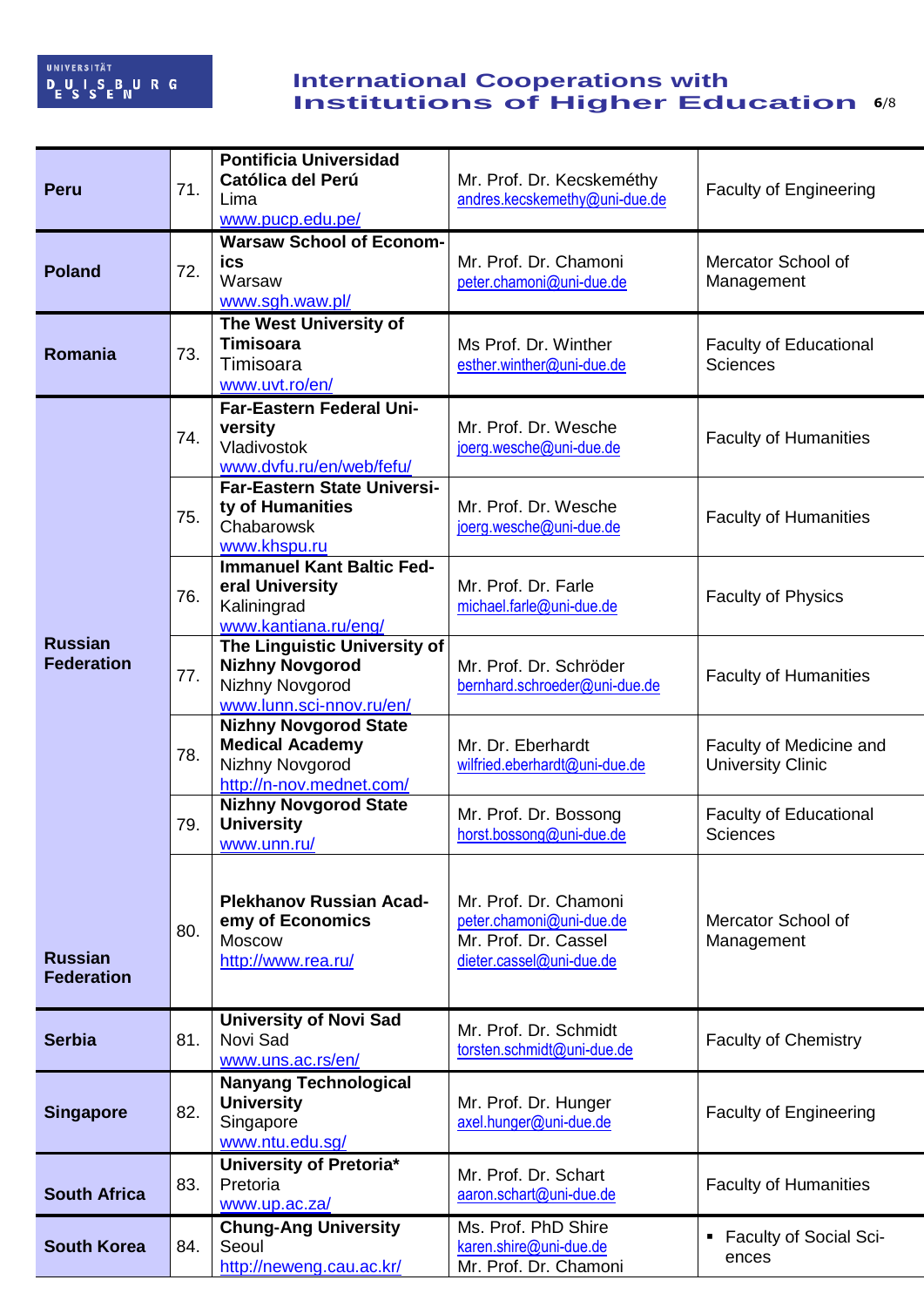| Country | No. | Institution | Contact | Faculty |
|---|---|---|---|---|
| **Peru** | 71. | **Pontificia Universidad Católica del Perú**<br>Lima<br>www.pucp.edu.pe/ | Mr. Prof. Dr. Kecskeméthy<br>andres.kecskemethy@uni-due.de | Faculty of Engineering |
| **Poland** | 72. | **Warsaw School of Econom-ics**<br>Warsaw<br>www.sgh.waw.pl/ | Mr. Prof. Dr. Chamoni<br>peter.chamoni@uni-due.de | Mercator School of Management |
| **Romania** | 73. | **The West University of Timisoara**<br>Timisoara<br>www.uvt.ro/en/ | Ms Prof. Dr. Winther<br>esther.winther@uni-due.de | Faculty of Educational Sciences |
| **Russian Federation** | 74. | **Far-Eastern Federal Uni-versity**<br>Vladivostok<br>www.dvfu.ru/en/web/fefu/ | Mr. Prof. Dr. Wesche<br>joerg.wesche@uni-due.de | Faculty of Humanities |
| | 75. | **Far-Eastern State Universi-ty of Humanities**<br>Chabarowsk<br>www.khspu.ru | Mr. Prof. Dr. Wesche<br>joerg.wesche@uni-due.de | Faculty of Humanities |
| | 76. | **Immanuel Kant Baltic Fed-eral University**<br>Kaliningrad<br>www.kantiana.ru/eng/ | Mr. Prof. Dr. Farle<br>michael.farle@uni-due.de | Faculty of Physics |
| | 77. | **The Linguistic University of Nizhny Novgorod**<br>Nizhny Novgorod<br>www.lunn.sci-nnov.ru/en/ | Mr. Prof. Dr. Schröder<br>bernhard.schroeder@uni-due.de | Faculty of Humanities |
| | 78. | **Nizhny Novgorod State Medical Academy**<br>Nizhny Novgorod<br>http://n-nov.mednet.com/ | Mr. Dr. Eberhardt<br>wilfried.eberhardt@uni-due.de | Faculty of Medicine and University Clinic |
| | 79. | **Nizhny Novgorod State University**<br>www.unn.ru/ | Mr. Prof. Dr. Bossong<br>horst.bossong@uni-due.de | Faculty of Educational Sciences |
| **Russian Federation** | 80. | **Plekhanov Russian Acad-emy of Economics**<br>Moscow<br>http://www.rea.ru/ | Mr. Prof. Dr. Chamoni<br>peter.chamoni@uni-due.de<br>Mr. Prof. Dr. Cassel<br>dieter.cassel@uni-due.de | Mercator School of Management |
| **Serbia** | 81. | **University of Novi Sad**<br>Novi Sad<br>www.uns.ac.rs/en/ | Mr. Prof. Dr. Schmidt<br>torsten.schmidt@uni-due.de | Faculty of Chemistry |
| **Singapore** | 82. | **Nanyang Technological University**<br>Singapore<br>www.ntu.edu.sg/ | Mr. Prof. Dr. Hunger<br>axel.hunger@uni-due.de | Faculty of Engineering |
| **South Africa** | 83. | **University of Pretoria***<br>Pretoria<br>www.up.ac.za/ | Mr. Prof. Dr. Schart<br>aaron.schart@uni-due.de | Faculty of Humanities |
| **South Korea** | 84. | **Chung-Ang University**<br>Seoul<br>http://neweng.cau.ac.kr/ | Ms. Prof. PhD Shire<br>karen.shire@uni-due.de<br>Mr. Prof. Dr. Chamoni | ▪ Faculty of Social Sci-ences |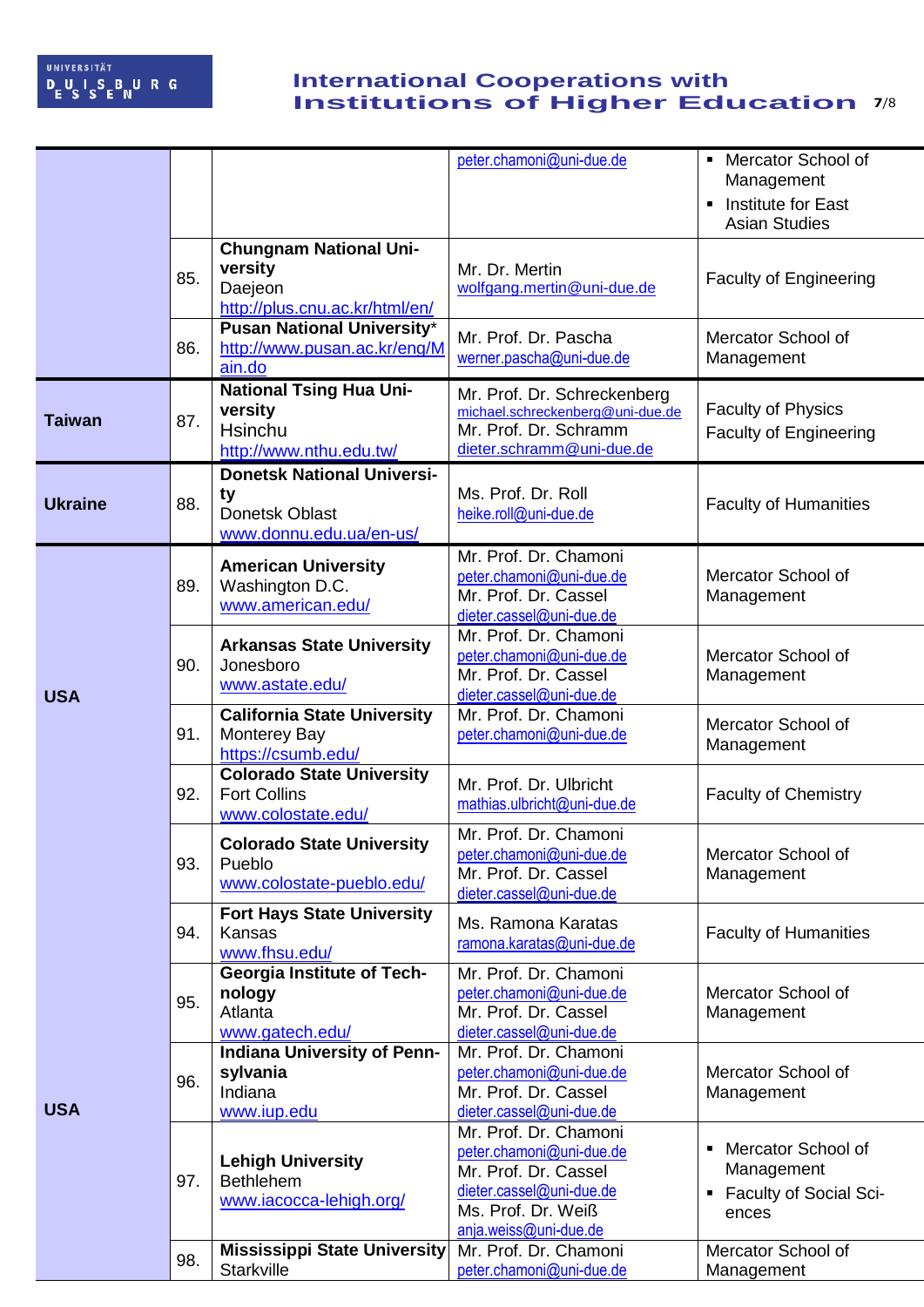| | | | | |
|---|---|---|---|---|
| | | | peter.chamoni@uni-due.de | ▪ Mercator School of Management<br>▪ Institute for East Asian Studies |
| | 85. | **Chungnam National University**<br>Daejeon<br>http://plus.cnu.ac.kr/html/en/ | Mr. Dr. Mertin<br>wolfgang.mertin@uni-due.de | Faculty of Engineering |
| | 86. | **Pusan National University***<br>http://www.pusan.ac.kr/eng/Main.do | Mr. Prof. Dr. Pascha<br>werner.pascha@uni-due.de | Mercator School of Management |
| **Taiwan** | 87. | **National Tsing Hua University**<br>Hsinchu<br>http://www.nthu.edu.tw/ | Mr. Prof. Dr. Schreckenberg<br>michael.schreckenberg@uni-due.de<br>Mr. Prof. Dr. Schramm<br>dieter.schramm@uni-due.de | Faculty of Physics<br>Faculty of Engineering |
| **Ukraine** | 88. | **Donetsk National University**<br>Donetsk Oblast<br>www.donnu.edu.ua/en-us/ | Ms. Prof. Dr. Roll<br>heike.roll@uni-due.de | Faculty of Humanities |
| **USA** | 89. | **American University**<br>Washington D.C.<br>www.american.edu/ | Mr. Prof. Dr. Chamoni<br>peter.chamoni@uni-due.de<br>Mr. Prof. Dr. Cassel<br>dieter.cassel@uni-due.de | Mercator School of Management |
| | 90. | **Arkansas State University**<br>Jonesboro<br>www.astate.edu/ | Mr. Prof. Dr. Chamoni<br>peter.chamoni@uni-due.de<br>Mr. Prof. Dr. Cassel<br>dieter.cassel@uni-due.de | Mercator School of Management |
| | 91. | **California State University**<br>Monterey Bay<br>https://csumb.edu/ | Mr. Prof. Dr. Chamoni<br>peter.chamoni@uni-due.de | Mercator School of Management |
| | 92. | **Colorado State University**<br>Fort Collins<br>www.colostate.edu/ | Mr. Prof. Dr. Ulbricht<br>mathias.ulbricht@uni-due.de | Faculty of Chemistry |
| | 93. | **Colorado State University**<br>Pueblo<br>www.colostate-pueblo.edu/ | Mr. Prof. Dr. Chamoni<br>peter.chamoni@uni-due.de<br>Mr. Prof. Dr. Cassel<br>dieter.cassel@uni-due.de | Mercator School of Management |
| | 94. | **Fort Hays State University**<br>Kansas<br>www.fhsu.edu/ | Ms. Ramona Karatas<br>ramona.karatas@uni-due.de | Faculty of Humanities |
| | 95. | **Georgia Institute of Technology**<br>Atlanta<br>www.gatech.edu/ | Mr. Prof. Dr. Chamoni<br>peter.chamoni@uni-due.de<br>Mr. Prof. Dr. Cassel<br>dieter.cassel@uni-due.de | Mercator School of Management |
| **USA** | 96. | **Indiana University of Pennsylvania**<br>Indiana<br>www.iup.edu | Mr. Prof. Dr. Chamoni<br>peter.chamoni@uni-due.de<br>Mr. Prof. Dr. Cassel<br>dieter.cassel@uni-due.de | Mercator School of Management |
| | 97. | **Lehigh University**<br>Bethlehem<br>www.iacocca-lehigh.org/ | Mr. Prof. Dr. Chamoni<br>peter.chamoni@uni-due.de<br>Mr. Prof. Dr. Cassel<br>dieter.cassel@uni-due.de<br>Ms. Prof. Dr. Weiß<br>anja.weiss@uni-due.de | ▪ Mercator School of Management<br>▪ Faculty of Social Sciences |
| | 98. | **Mississippi State University**<br>Starkville | Mr. Prof. Dr. Chamoni<br>peter.chamoni@uni-due.de | Mercator School of Management |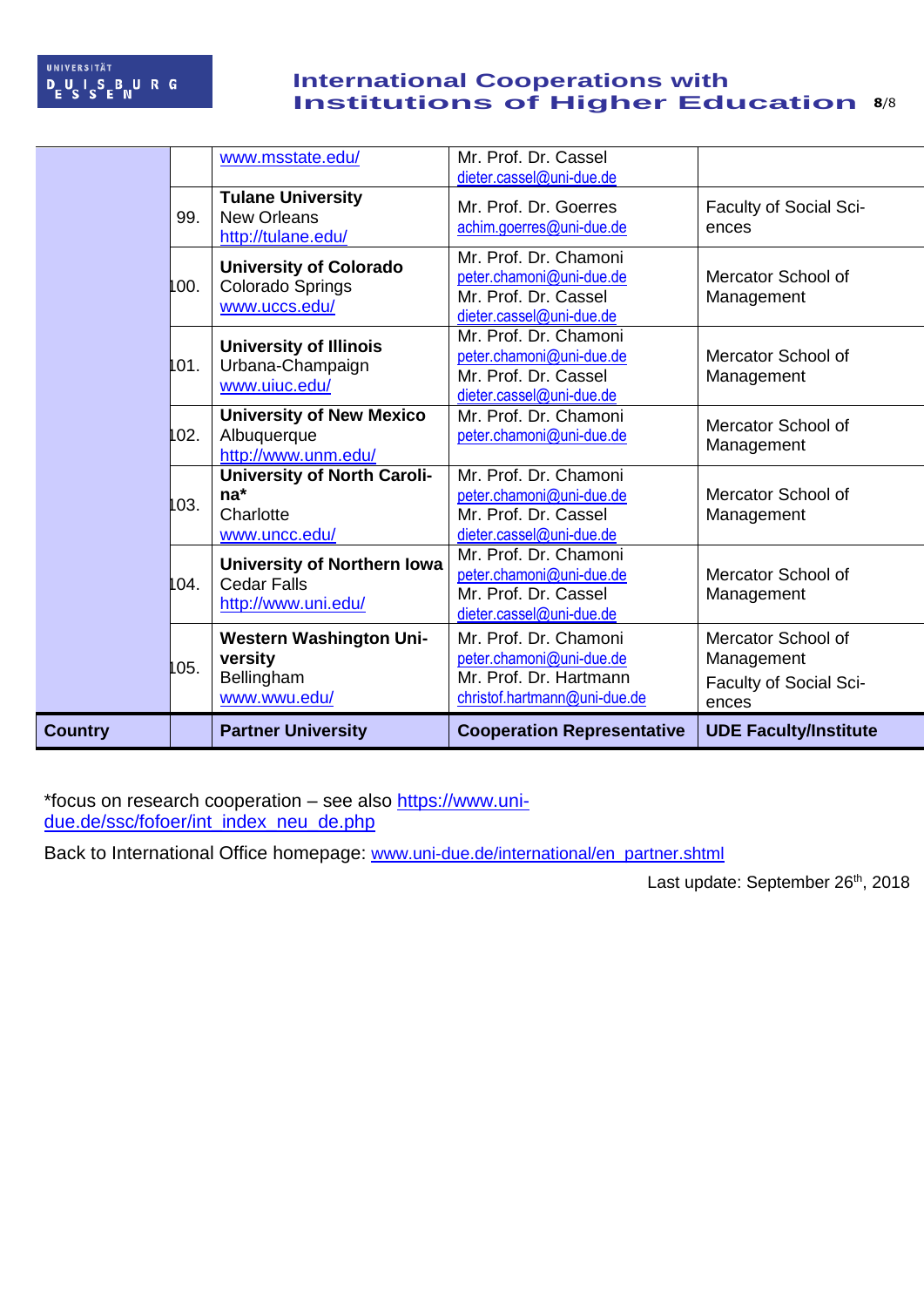| Country | | Partner University | Cooperation Representative | UDE Faculty/Institute |
|---|---|---|---|---|
| | | www.msstate.edu/ | Mr. Prof. Dr. Cassel dieter.cassel@uni-due.de | |
| | 99. | **Tulane University** New Orleans http://tulane.edu/ | Mr. Prof. Dr. Goerres achim.goerres@uni-due.de | Faculty of Social Sciences |
| | 100. | **University of Colorado** Colorado Springs www.uccs.edu/ | Mr. Prof. Dr. Chamoni peter.chamoni@uni-due.de Mr. Prof. Dr. Cassel dieter.cassel@uni-due.de | Mercator School of Management |
| | 101. | **University of Illinois** Urbana-Champaign www.uiuc.edu/ | Mr. Prof. Dr. Chamoni peter.chamoni@uni-due.de Mr. Prof. Dr. Cassel dieter.cassel@uni-due.de | Mercator School of Management |
| | 102. | **University of New Mexico** Albuquerque http://www.unm.edu/ | Mr. Prof. Dr. Chamoni peter.chamoni@uni-due.de | Mercator School of Management |
| | 103. | **University of North Carolina*** Charlotte www.uncc.edu/ | Mr. Prof. Dr. Chamoni peter.chamoni@uni-due.de Mr. Prof. Dr. Cassel dieter.cassel@uni-due.de | Mercator School of Management |
| | 104. | **University of Northern Iowa** Cedar Falls http://www.uni.edu/ | Mr. Prof. Dr. Chamoni peter.chamoni@uni-due.de Mr. Prof. Dr. Cassel dieter.cassel@uni-due.de | Mercator School of Management |
| | 105. | **Western Washington University** Bellingham www.wwu.edu/ | Mr. Prof. Dr. Chamoni peter.chamoni@uni-due.de Mr. Prof. Dr. Hartmann christof.hartmann@uni-due.de | Mercator School of Management Faculty of Social Sciences |
| **Country** | | **Partner University** | **Cooperation Representative** | **UDE Faculty/Institute** |

*focus on research cooperation – see also https://www.uni-due.de/ssc/fofoer/int_index_neu_de.php

Back to International Office homepage: www.uni-due.de/international/en_partner.shtml

Last update: September 26th, 2018